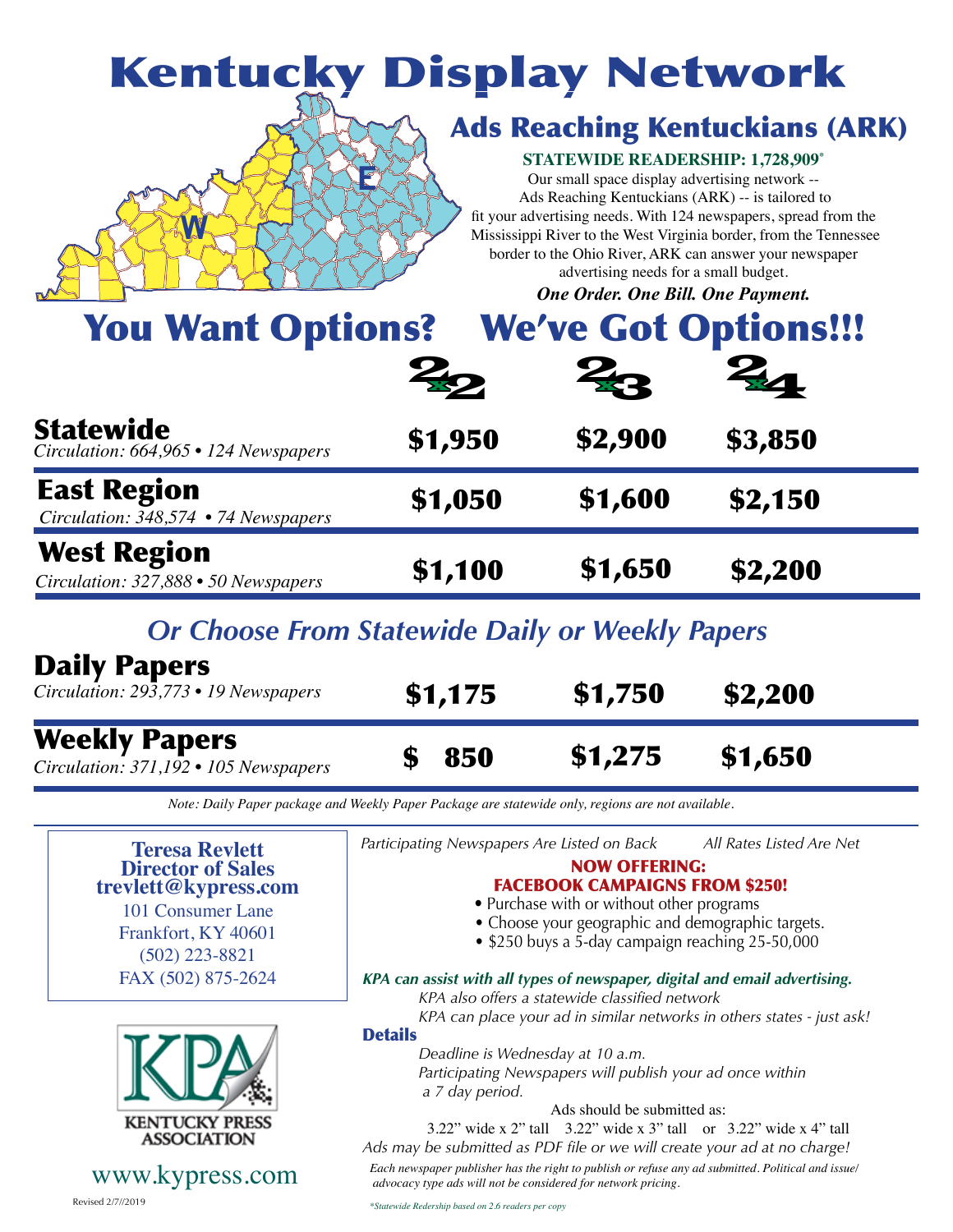# Kentucky Display Network

W

E

## Ads Reaching Kentuckians (ARK)

**STATEWIDE READERSHIP: 1,728,909***

Our small space display advertising network -- Ads Reaching Kentuckians (ARK) -- is tailored to fit your advertising needs. With 124 newspapers, spread from the Mississippi River to the West Virginia border, from the Tennessee border to the Ohio River, ARK can answer your newspaper advertising needs for a small budget.

***One Order. One Bill. One Payment.***

## You Want Options? We've Got Options!!!

| | 2x2 | 2x3 | 2x4 |
|---|---|---|---|
| **Statewide** *Circulation: 664,965 • 124 Newspapers* | **$1,950** | **$2,900** | **$3,850** |
| **East Region** *Circulation: 348,574 • 74 Newspapers* | **$1,050** | **$1,600** | **$2,150** |
| **West Region** *Circulation: 327,888 • 50 Newspapers* | **$1,100** | **$1,650** | **$2,200** |

### *Or Choose From Statewide Daily or Weekly Papers*

| | 2x2 | 2x3 | 2x4 |
|---|---|---|---|
| **Daily Papers** *Circulation: 293,773 • 19 Newspapers* | **$1,175** | **$1,750** | **$2,200** |
| **Weekly Papers** *Circulation: 371,192 • 105 Newspapers* | **$ 850** | **$1,275** | **$1,650** |

*Note: Daily Paper package and Weekly Paper Package are statewide only, regions are not available.*

**Teresa Revlett**
**Director of Sales**
**trevlett@kypress.com**
101 Consumer Lane
Frankfort, KY 40601
(502) 223-8821
FAX (502) 875-2624

KPA
KENTUCKY PRESS ASSOCIATION

www.kypress.com

*Participating Newspapers Are Listed on Back* *All Rates Listed Are Net*

**NOW OFFERING:**
**FACEBOOK CAMPAIGNS FROM $250!**

- Purchase with or without other programs
- Choose your geographic and demographic targets.
- $250 buys a 5-day campaign reaching 25-50,000

***KPA can assist with all types of newspaper, digital and email advertising.***

*KPA also offers a statewide classified network*

*KPA can place your ad in similar networks in others states - just ask!*

**Details**

*Deadline is Wednesday at 10 a.m.*

*Participating Newspapers will publish your ad once within a 7 day period.*

Ads should be submitted as:

3.22" wide x 2" tall 3.22" wide x 3" tall or 3.22" wide x 4" tall

*Ads may be submitted as PDF file or we will create your ad at no charge!*

*Each newspaper publisher has the right to publish or refuse any ad submitted. Political and issue/advocacy type ads will not be considered for network pricing.*

Revised 2/7//2019

*\*Statewide Redership based on 2.6 readers per copy*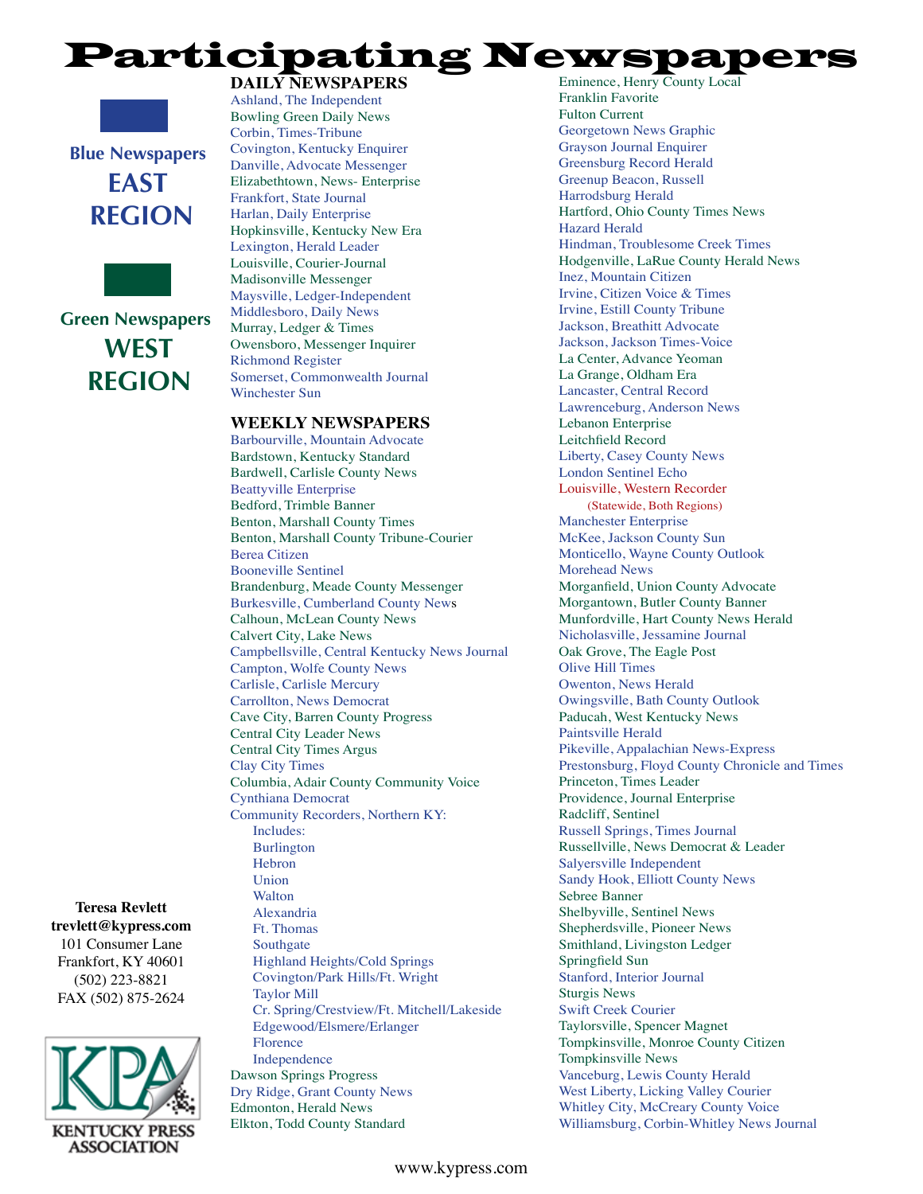# Participating Newspapers

**Blue Newspapers**
**EAST REGION**

**Green Newspapers**
**WEST REGION**

**Teresa Revlett**
**trevlett@kypress.com**
101 Consumer Lane
Frankfort, KY 40601
(502) 223-8821
FAX (502) 875-2624

KENTUCKY PRESS ASSOCIATION

## DAILY NEWSPAPERS

Ashland, The Independent
Bowling Green Daily News
Corbin, Times-Tribune
Covington, Kentucky Enquirer
Danville, Advocate Messenger
Elizabethtown, News- Enterprise
Frankfort, State Journal
Harlan, Daily Enterprise
Hopkinsville, Kentucky New Era
Lexington, Herald Leader
Louisville, Courier-Journal
Madisonville Messenger
Maysville, Ledger-Independent
Middlesboro, Daily News
Murray, Ledger & Times
Owensboro, Messenger Inquirer
Richmond Register
Somerset, Commonwealth Journal
Winchester Sun

## WEEKLY NEWSPAPERS

Barbourville, Mountain Advocate
Bardstown, Kentucky Standard
Bardwell, Carlisle County News
Beattyville Enterprise
Bedford, Trimble Banner
Benton, Marshall County Times
Benton, Marshall County Tribune-Courier
Berea Citizen
Booneville Sentinel
Brandenburg, Meade County Messenger
Burkesville, Cumberland County News
Calhoun, McLean County News
Calvert City, Lake News
Campbellsville, Central Kentucky News Journal
Campton, Wolfe County News
Carlisle, Carlisle Mercury
Carrollton, News Democrat
Cave City, Barren County Progress
Central City Leader News
Central City Times Argus
Clay City Times
Columbia, Adair County Community Voice
Cynthiana Democrat
Community Recorders, Northern KY:
- Includes:
- Burlington
- Hebron
- Union
- Walton
- Alexandria
- Ft. Thomas
- Southgate
- Highland Heights/Cold Springs
- Covington/Park Hills/Ft. Wright
- Taylor Mill
- Cr. Spring/Crestview/Ft. Mitchell/Lakeside
- Edgewood/Elsmere/Erlanger
- Florence
- Independence

Dawson Springs Progress
Dry Ridge, Grant County News
Edmonton, Herald News
Elkton, Todd County Standard
Eminence, Henry County Local
Franklin Favorite
Fulton Current
Georgetown News Graphic
Grayson Journal Enquirer
Greensburg Record Herald
Greenup Beacon, Russell
Harrodsburg Herald
Hartford, Ohio County Times News
Hazard Herald
Hindman, Troublesome Creek Times
Hodgenville, LaRue County Herald News
Inez, Mountain Citizen
Irvine, Citizen Voice & Times
Irvine, Estill County Tribune
Jackson, Breathitt Advocate
Jackson, Jackson Times-Voice
La Center, Advance Yeoman
La Grange, Oldham Era
Lancaster, Central Record
Lawrenceburg, Anderson News
Lebanon Enterprise
Leitchfield Record
Liberty, Casey County News
London Sentinel Echo
Louisville, Western Recorder
(Statewide, Both Regions)
Manchester Enterprise
McKee, Jackson County Sun
Monticello, Wayne County Outlook
Morehead News
Morganfield, Union County Advocate
Morgantown, Butler County Banner
Munfordville, Hart County News Herald
Nicholasville, Jessamine Journal
Oak Grove, The Eagle Post
Olive Hill Times
Owenton, News Herald
Owingsville, Bath County Outlook
Paducah, West Kentucky News
Paintsville Herald
Pikeville, Appalachian News-Express
Prestonsburg, Floyd County Chronicle and Times
Princeton, Times Leader
Providence, Journal Enterprise
Radcliff, Sentinel
Russell Springs, Times Journal
Russellville, News Democrat & Leader
Salyersville Independent
Sandy Hook, Elliott County News
Sebree Banner
Shelbyville, Sentinel News
Shepherdsville, Pioneer News
Smithland, Livingston Ledger
Springfield Sun
Stanford, Interior Journal
Sturgis News
Swift Creek Courier
Taylorsville, Spencer Magnet
Tompkinsville, Monroe County Citizen
Tompkinsville News
Vanceburg, Lewis County Herald
West Liberty, Licking Valley Courier
Whitley City, McCreary County Voice
Williamsburg, Corbin-Whitley News Journal

www.kypress.com